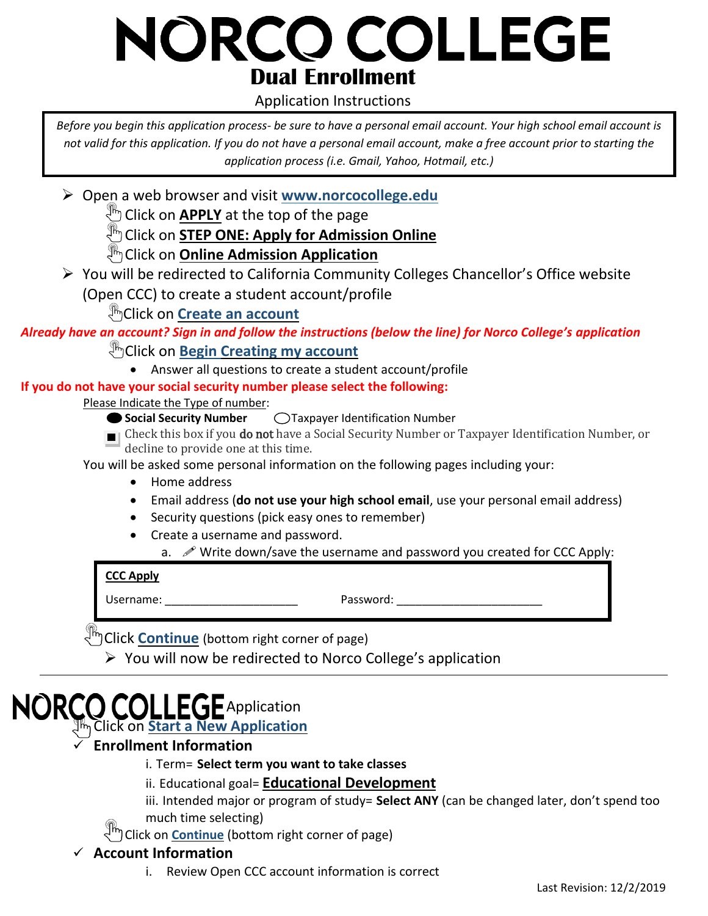# NORCO COLLEGE

## Dual Enrollment

Application Instructions

*Before you begin this application process- be sure to have a personal email account. Your high school email account is not valid for this application. If you do not have a personal email account, make a free account prior to starting the application process (i.e. Gmail, Yahoo, Hotmail, etc.)*

- Open a web browser and visit **www.norcocollege.edu**
  - Click on **APPLY** at the top of the page
  - Click on **STEP ONE: Apply for Admission Online**
  - Click on **Online Admission Application**
- You will be redirected to California Community Colleges Chancellor's Office website (Open CCC) to create a student account/profile
  - Click on **Create an account**

***Already have an account? Sign in and follow the instructions (below the line) for Norco College's application***

- Click on **Begin Creating my account**
  - Answer all questions to create a student account/profile

**If you do not have your social security number please select the following:**

Please Indicate the Type of number:

- ● **Social Security Number** ○ Taxpayer Identification Number
- ■ Check this box if you **do not** have a Social Security Number or Taxpayer Identification Number, or decline to provide one at this time.

You will be asked some personal information on the following pages including your:

- Home address
- Email address (**do not use your high school email**, use your personal email address)
- Security questions (pick easy ones to remember)
- Create a username and password.
  a. Write down/save the username and password you created for CCC Apply:

| **CCC Apply** | |
|---|---|
| Username: ____________________ | Password: ______________________ |

- Click **Continue** (bottom right corner of page)
  - You will now be redirected to Norco College's application

---

## NORCO COLLEGE Application

- Click on **Start a New Application**
- ✓ **Enrollment Information**
  - i. Term= **Select term you want to take classes**
  - ii. Educational goal= **Educational Development**
  - iii. Intended major or program of study= **Select ANY** (can be changed later, don't spend too much time selecting)
- Click on **Continue** (bottom right corner of page)
- ✓ **Account Information**
  - i. Review Open CCC account information is correct

Last Revision: 12/2/2019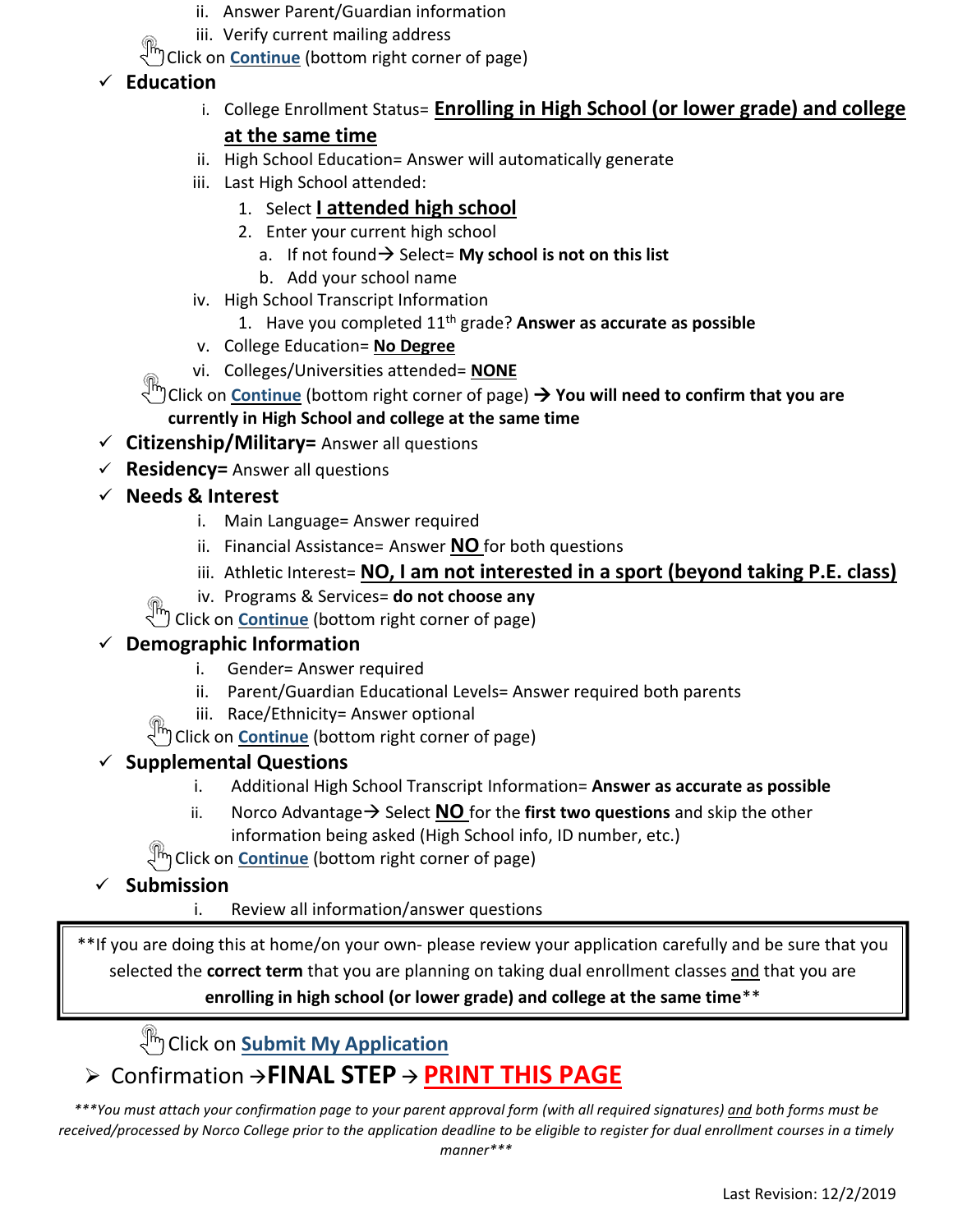ii. Answer Parent/Guardian information
   iii. Verify current mailing address

Click on Continue (bottom right corner of page)

- ✓ **Education**
   i. College Enrollment Status= **Enrolling in High School (or lower grade) and college at the same time**
   ii. High School Education= Answer will automatically generate
   iii. Last High School attended:
      1. Select **I attended high school**
      2. Enter your current high school
         a. If not found→ Select= **My school is not on this list**
         b. Add your school name
   iv. High School Transcript Information
      1. Have you completed 11th grade? **Answer as accurate as possible**
   v. College Education= **No Degree**
   vi. Colleges/Universities attended= **NONE**

   Click on Continue (bottom right corner of page) → **You will need to confirm that you are currently in High School and college at the same time**

- ✓ **Citizenship/Military=** Answer all questions
- ✓ **Residency=** Answer all questions
- ✓ **Needs & Interest**
   i. Main Language= Answer required
   ii. Financial Assistance= Answer **NO** for both questions
   iii. Athletic Interest= **NO, I am not interested in a sport (beyond taking P.E. class)**
   iv. Programs & Services= **do not choose any**

   Click on Continue (bottom right corner of page)

- ✓ **Demographic Information**
   i. Gender= Answer required
   ii. Parent/Guardian Educational Levels= Answer required both parents
   iii. Race/Ethnicity= Answer optional

   Click on Continue (bottom right corner of page)

- ✓ **Supplemental Questions**
   i. Additional High School Transcript Information= **Answer as accurate as possible**
   ii. Norco Advantage→ Select **NO** for the **first two questions** and skip the other information being asked (High School info, ID number, etc.)

   Click on Continue (bottom right corner of page)

- ✓ **Submission**
   i. Review all information/answer questions

> **If you are doing this at home/on your own- please review your application carefully and be sure that you selected the **correct term** that you are planning on taking dual enrollment classes and that you are **enrolling in high school (or lower grade) and college at the same time****

Click on **Submit My Application**

- Confirmation →**FINAL STEP** → **PRINT THIS PAGE**

****You must attach your confirmation page to your parent approval form (with all required signatures) and both forms must be received/processed by Norco College prior to the application deadline to be eligible to register for dual enrollment courses in a timely manner****

Last Revision: 12/2/2019